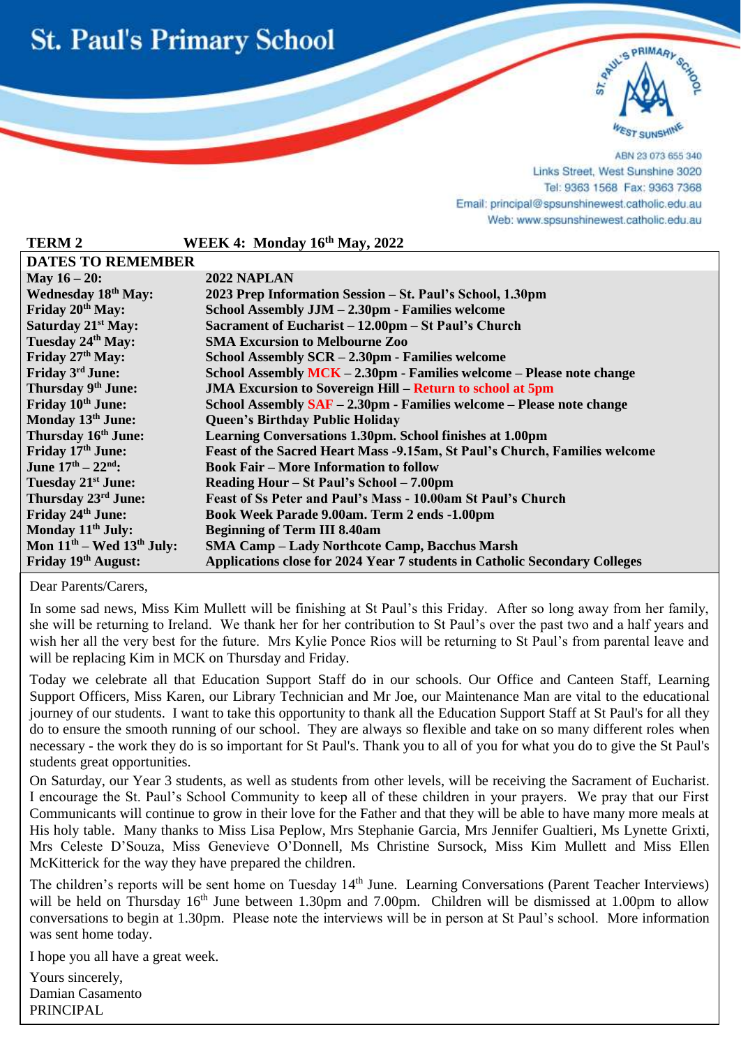# St. Paul's Primary School

ABN 23 073 655 340
Links Street, West Sunshine 3020
Tel: 9363 1568 Fax: 9363 7368
Email: principal@spsunshinewest.catholic.edu.au
Web: www.spsunshinewest.catholic.edu.au

**TERM 2** **WEEK 4: Monday 16th May, 2022**

| DATES TO REMEMBER | |
|---|---|
| **May 16 – 20:** | **2022 NAPLAN** |
| **Wednesday 18th May:** | **2023 Prep Information Session – St. Paul's School, 1.30pm** |
| **Friday 20th May:** | **School Assembly JJM – 2.30pm - Families welcome** |
| **Saturday 21st May:** | **Sacrament of Eucharist – 12.00pm – St Paul's Church** |
| **Tuesday 24th May:** | **SMA Excursion to Melbourne Zoo** |
| **Friday 27th May:** | **School Assembly SCR – 2.30pm - Families welcome** |
| **Friday 3rd June:** | **School Assembly MCK – 2.30pm - Families welcome – Please note change** |
| **Thursday 9th June:** | **JMA Excursion to Sovereign Hill – Return to school at 5pm** |
| **Friday 10th June:** | **School Assembly SAF – 2.30pm - Families welcome – Please note change** |
| **Monday 13th June:** | **Queen's Birthday Public Holiday** |
| **Thursday 16th June:** | **Learning Conversations 1.30pm. School finishes at 1.00pm** |
| **Friday 17th June:** | **Feast of the Sacred Heart Mass -9.15am, St Paul's Church, Families welcome** |
| **June 17th – 22nd:** | **Book Fair – More Information to follow** |
| **Tuesday 21st June:** | **Reading Hour – St Paul's School – 7.00pm** |
| **Thursday 23rd June:** | **Feast of Ss Peter and Paul's Mass - 10.00am St Paul's Church** |
| **Friday 24th June:** | **Book Week Parade 9.00am. Term 2 ends -1.00pm** |
| **Monday 11th July:** | **Beginning of Term III 8.40am** |
| **Mon 11th – Wed 13th July:** | **SMA Camp – Lady Northcote Camp, Bacchus Marsh** |
| **Friday 19th August:** | **Applications close for 2024 Year 7 students in Catholic Secondary Colleges** |

Dear Parents/Carers,

In some sad news, Miss Kim Mullett will be finishing at St Paul's this Friday. After so long away from her family, she will be returning to Ireland. We thank her for her contribution to St Paul's over the past two and a half years and wish her all the very best for the future. Mrs Kylie Ponce Rios will be returning to St Paul's from parental leave and will be replacing Kim in MCK on Thursday and Friday.

Today we celebrate all that Education Support Staff do in our schools. Our Office and Canteen Staff, Learning Support Officers, Miss Karen, our Library Technician and Mr Joe, our Maintenance Man are vital to the educational journey of our students. I want to take this opportunity to thank all the Education Support Staff at St Paul's for all they do to ensure the smooth running of our school. They are always so flexible and take on so many different roles when necessary - the work they do is so important for St Paul's. Thank you to all of you for what you do to give the St Paul's students great opportunities.

On Saturday, our Year 3 students, as well as students from other levels, will be receiving the Sacrament of Eucharist. I encourage the St. Paul's School Community to keep all of these children in your prayers. We pray that our First Communicants will continue to grow in their love for the Father and that they will be able to have many more meals at His holy table. Many thanks to Miss Lisa Peplow, Mrs Stephanie Garcia, Mrs Jennifer Gualtieri, Ms Lynette Grixti, Mrs Celeste D'Souza, Miss Genevieve O'Donnell, Ms Christine Sursock, Miss Kim Mullett and Miss Ellen McKitterick for the way they have prepared the children.

The children's reports will be sent home on Tuesday 14th June. Learning Conversations (Parent Teacher Interviews) will be held on Thursday 16th June between 1.30pm and 7.00pm. Children will be dismissed at 1.00pm to allow conversations to begin at 1.30pm. Please note the interviews will be in person at St Paul's school. More information was sent home today.

I hope you all have a great week.

Yours sincerely,
Damian Casamento
PRINCIPAL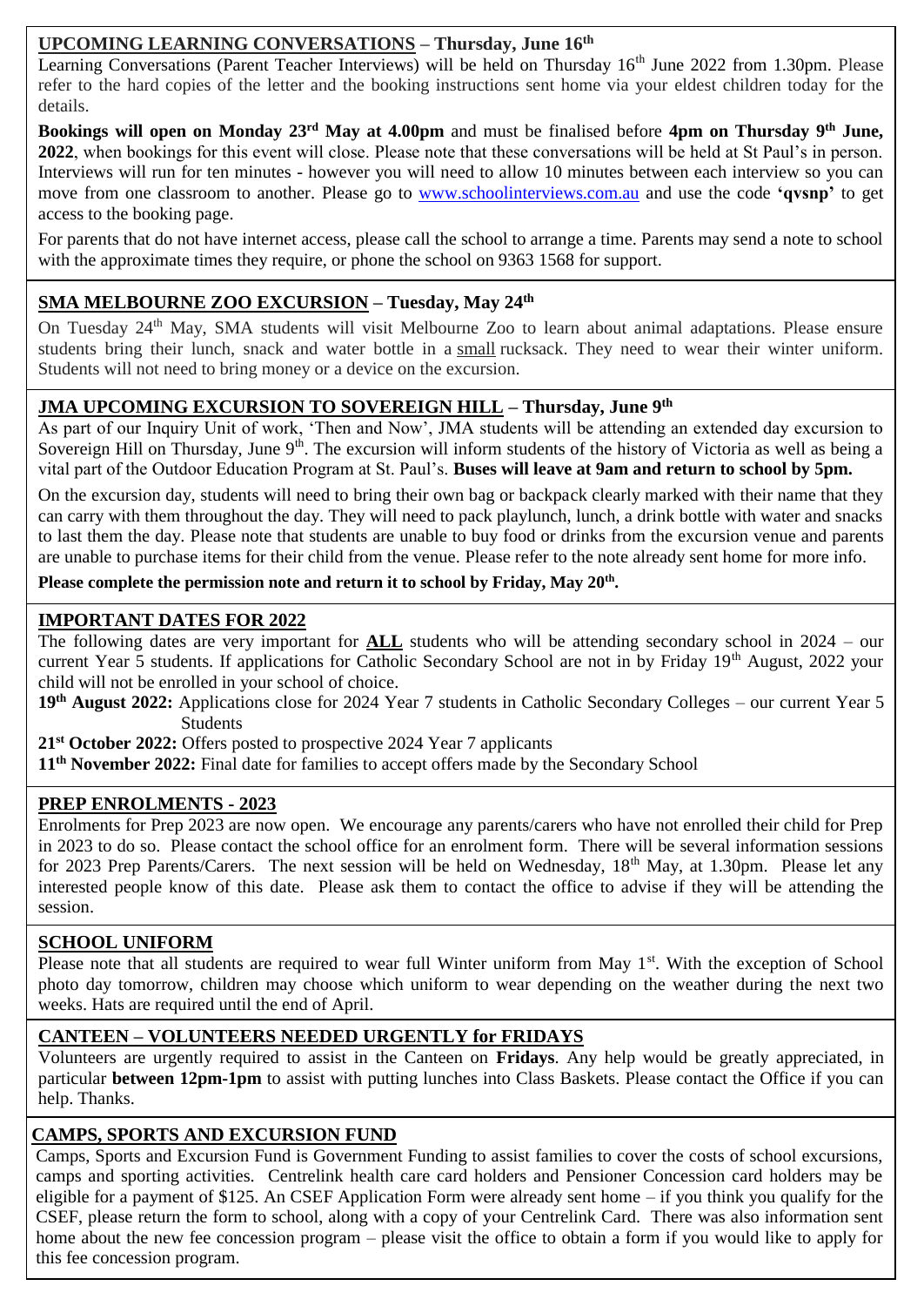## UPCOMING LEARNING CONVERSATIONS – Thursday, June 16th

Learning Conversations (Parent Teacher Interviews) will be held on Thursday 16th June 2022 from 1.30pm. Please refer to the hard copies of the letter and the booking instructions sent home via your eldest children today for the details.

**Bookings will open on Monday 23rd May at 4.00pm** and must be finalised before **4pm on Thursday 9th June, 2022**, when bookings for this event will close. Please note that these conversations will be held at St Paul's in person. Interviews will run for ten minutes - however you will need to allow 10 minutes between each interview so you can move from one classroom to another. Please go to www.schoolinterviews.com.au and use the code **'qvsnp'** to get access to the booking page.

For parents that do not have internet access, please call the school to arrange a time. Parents may send a note to school with the approximate times they require, or phone the school on 9363 1568 for support.

## SMA MELBOURNE ZOO EXCURSION – Tuesday, May 24th

On Tuesday 24th May, SMA students will visit Melbourne Zoo to learn about animal adaptations. Please ensure students bring their lunch, snack and water bottle in a small rucksack. They need to wear their winter uniform. Students will not need to bring money or a device on the excursion.

## JMA UPCOMING EXCURSION TO SOVEREIGN HILL – Thursday, June 9th

As part of our Inquiry Unit of work, 'Then and Now', JMA students will be attending an extended day excursion to Sovereign Hill on Thursday, June 9th. The excursion will inform students of the history of Victoria as well as being a vital part of the Outdoor Education Program at St. Paul's. **Buses will leave at 9am and return to school by 5pm.**

On the excursion day, students will need to bring their own bag or backpack clearly marked with their name that they can carry with them throughout the day. They will need to pack playlunch, lunch, a drink bottle with water and snacks to last them the day. Please note that students are unable to buy food or drinks from the excursion venue and parents are unable to purchase items for their child from the venue. Please refer to the note already sent home for more info.

**Please complete the permission note and return it to school by Friday, May 20th.**

## IMPORTANT DATES FOR 2022

The following dates are very important for **ALL** students who will be attending secondary school in 2024 – our current Year 5 students. If applications for Catholic Secondary School are not in by Friday 19th August, 2022 your child will not be enrolled in your school of choice.

**19th August 2022:** Applications close for 2024 Year 7 students in Catholic Secondary Colleges – our current Year 5 Students

**21st October 2022:** Offers posted to prospective 2024 Year 7 applicants

**11th November 2022:** Final date for families to accept offers made by the Secondary School

## PREP ENROLMENTS - 2023

Enrolments for Prep 2023 are now open. We encourage any parents/carers who have not enrolled their child for Prep in 2023 to do so. Please contact the school office for an enrolment form. There will be several information sessions for 2023 Prep Parents/Carers. The next session will be held on Wednesday, 18th May, at 1.30pm. Please let any interested people know of this date. Please ask them to contact the office to advise if they will be attending the session.

## SCHOOL UNIFORM

Please note that all students are required to wear full Winter uniform from May 1st. With the exception of School photo day tomorrow, children may choose which uniform to wear depending on the weather during the next two weeks. Hats are required until the end of April.

## CANTEEN – VOLUNTEERS NEEDED URGENTLY for FRIDAYS

Volunteers are urgently required to assist in the Canteen on **Fridays**. Any help would be greatly appreciated, in particular **between 12pm-1pm** to assist with putting lunches into Class Baskets. Please contact the Office if you can help. Thanks.

## CAMPS, SPORTS AND EXCURSION FUND

Camps, Sports and Excursion Fund is Government Funding to assist families to cover the costs of school excursions, camps and sporting activities. Centrelink health care card holders and Pensioner Concession card holders may be eligible for a payment of $125. An CSEF Application Form were already sent home – if you think you qualify for the CSEF, please return the form to school, along with a copy of your Centrelink Card. There was also information sent home about the new fee concession program – please visit the office to obtain a form if you would like to apply for this fee concession program.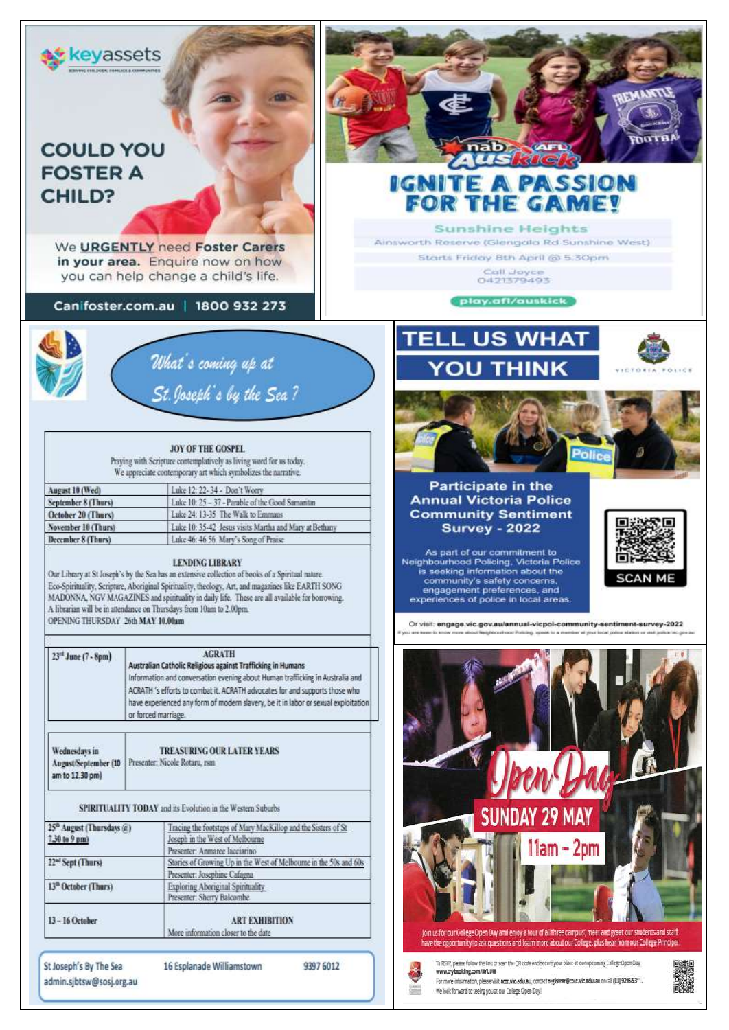## keyassets

SERVING CHILDREN, FAMILIES & COMMUNITIES

# COULD YOU FOSTER A CHILD?

We **URGENTLY** need **Foster Carers in your area.** Enquire now on how you can help change a child's life.

Canifoster.com.au | 1800 932 273

---

## nab AFL Auskick

# IGNITE A PASSION FOR THE GAME!

Sunshine Heights

Ainsworth Reserve (Glengala Rd Sunshine West)

Starts Friday 8th April @ 5.30pm

Call Joyce 0421379493

play.afl/auskick

---

## *What's coming up at St. Joseph's by the Sea?*

**JOY OF THE GOSPEL**

Praying with Scripture contemplatively as living word for us today.
We appreciate contemporary art which symbolizes the narrative.

| | |
|---|---|
| **August 10 (Wed)** | Luke 12: 22- 34 - Don't Worry |
| **September 8 (Thurs)** | Luke 10: 25 – 37 - Parable of the Good Samaritan |
| **October 20 (Thurs)** | Luke 24: 13-35 The Walk to Emmaus |
| **November 10 (Thurs)** | Luke 10: 35-42 Jesus visits Martha and Mary at Bethany |
| **December 8 (Thurs)** | Luke 46: 46 56 Mary's Song of Praise |

**LENDING LIBRARY**

Our Library at St Joseph's by the Sea has an extensive collection of books of a Spiritual nature.
Eco-Spirituality, Scripture, Aboriginal Spirituality, theology, Art, and magazines like EARTH SONG MADONNA, NGV MAGAZINES and spirituality in daily life. These are all available for borrowing.
A librarian will be in attendance on Thursdays from 10am to 2.00pm.
OPENING THURSDAY 26th MAY 10.00am

| | |
|---|---|
| 23rd June (7 - 8pm) | **AGRATH**<br>**Australian Catholic Religious against Trafficking in Humans**<br>Information and conversation evening about Human trafficking in Australia and ACRATH 's efforts to combat it. ACRATH advocates for and supports those who have experienced any form of modern slavery, be it in labor or sexual exploitation or forced marriage. |

| | |
|---|---|
| **Wednesdays in August/September (10 am to 12.30 pm)** | **TREASURING OUR LATER YEARS**<br>Presenter: Nicole Rotaru, rsm |

**SPIRITUALITY TODAY** and its Evolution in the Western Suburbs

| | |
|---|---|
| **25th August (Thursdays @) 7.30 to 9 pm)** | Tracing the footsteps of Mary MacKillop and the Sisters of St Joseph in the West of Melbourne<br>Presenter: Annamee Iacciarino |
| **22nd Sept (Thurs)** | Stories of Growing Up in the West of Melbourne in the 50s and 60s<br>Presenter: Josephine Cafagna |
| **13th October (Thurs)** | Exploring Aboriginal Spirituality<br>Presenter: Sherry Balcombe |
| **13 – 16 October** | **ART EXHIBITION**<br>More information closer to the date |

St Joseph's By The Sea | 16 Esplanade Williamstown | 9397 6012
admin.sjbtsw@sosj.org.au

---

# TELL US WHAT YOU THINK

VICTORIA POLICE

**Participate in the Annual Victoria Police Community Sentiment Survey - 2022**

As part of our commitment to Neighbourhood Policing, Victoria Police is seeking information about the community's safety concerns, engagement preferences, and experiences of police in local areas.

SCAN ME

Or visit: **engage.vic.gov.au/annual-vicpol-community-sentiment-survey-2022**

If you are keen to know more about Neighbourhood Policing, speak to a member at your local police station or visit police.vic.gov.au

---

# Open Day

## SUNDAY 29 MAY

## 11am - 2pm

Join us for our College Open Day and enjoy a tour of all three campus', meet and greet our students and staff, have the opportunity to ask questions and learn more about our College, plus hear from our College Principal.

To RSVP, please follow the link or scan the QR code and secure your place at our upcoming College Open Day
www.trybooking.com/BYLUH
For more information, please visit cccc.vic.edu.au, contact registrar@cccc.vic.edu.au or call (03) 9396 5311.
We look forward to seeing you at our College Open Day!